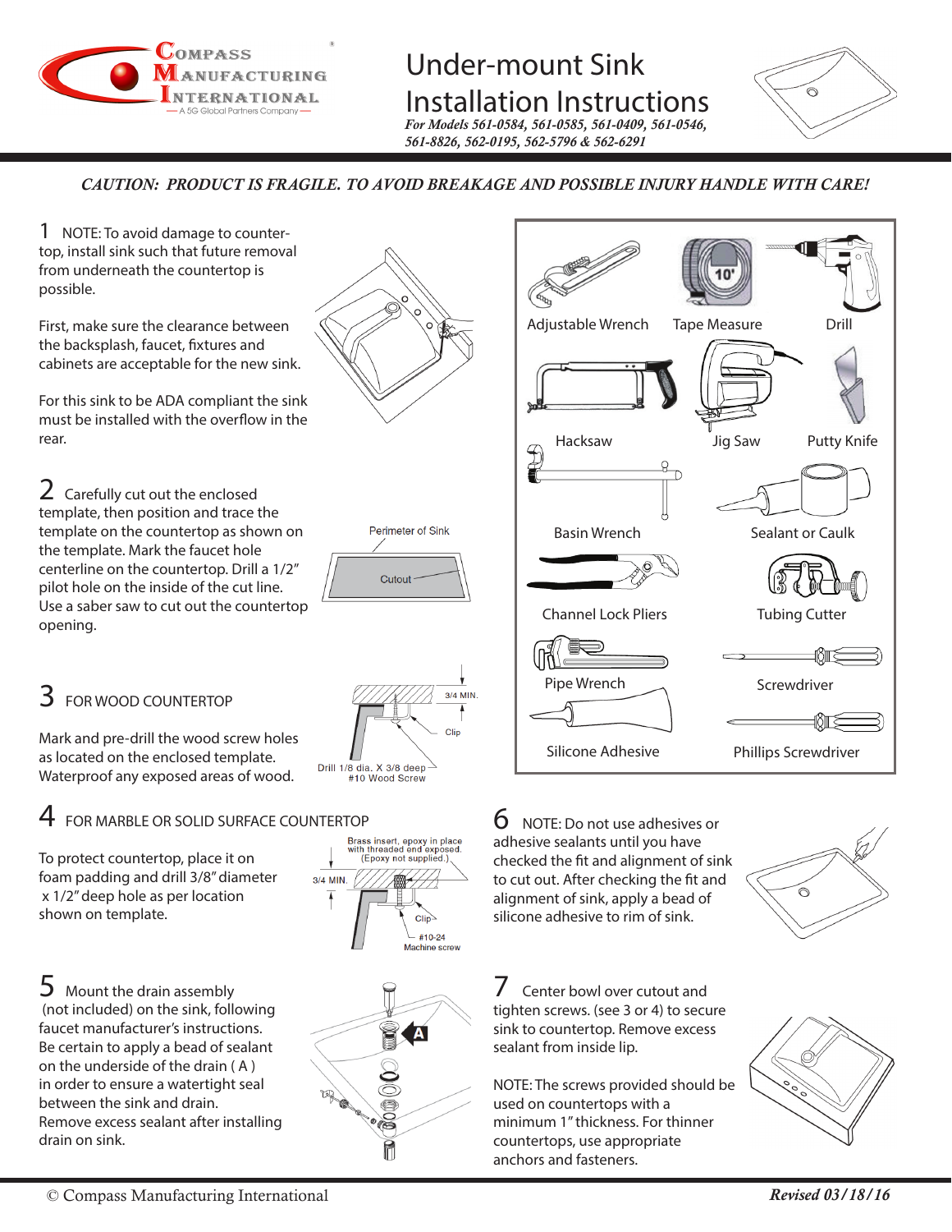Compass Manufacturing International®
— A 5G Global Partners Company —

# Under-mount Sink Installation Instructions

*For Models 561-0584, 561-0585, 561-0409, 561-0546, 561-8826, 562-0195, 562-5796 & 562-6291*

***CAUTION: PRODUCT IS FRAGILE. TO AVOID BREAKAGE AND POSSIBLE INJURY HANDLE WITH CARE!***

**1** NOTE: To avoid damage to countertop, install sink such that future removal from underneath the countertop is possible.

First, make sure the clearance between the backsplash, faucet, fixtures and cabinets are acceptable for the new sink.

For this sink to be ADA compliant the sink must be installed with the overflow in the rear.

**2** Carefully cut out the enclosed template, then position and trace the template on the countertop as shown on the template. Mark the faucet hole centerline on the countertop. Drill a 1/2" pilot hole on the inside of the cut line. Use a saber saw to cut out the countertop opening.

Perimeter of Sink
Cutout

**3** FOR WOOD COUNTERTOP

Mark and pre-drill the wood screw holes as located on the enclosed template. Waterproof any exposed areas of wood.

3/4 MIN.
Clip
Drill 1/8 dia. X 3/8 deep #10 Wood Screw

**4** FOR MARBLE OR SOLID SURFACE COUNTERTOP

To protect countertop, place it on foam padding and drill 3/8" diameter x 1/2" deep hole as per location shown on template.

Brass insert, epoxy in place with threaded end exposed. (Epoxy not supplied.)
3/4 MIN.
Clip
#10-24 Machine screw

**5** Mount the drain assembly (not included) on the sink, following faucet manufacturer's instructions. Be certain to apply a bead of sealant on the underside of the drain ( A ) in order to ensure a watertight seal between the sink and drain. Remove excess sealant after installing drain on sink.

**Tools:**

- Adjustable Wrench
- Tape Measure
- Drill
- Hacksaw
- Jig Saw
- Putty Knife
- Basin Wrench
- Sealant or Caulk
- Channel Lock Pliers
- Tubing Cutter
- Pipe Wrench
- Screwdriver
- Silicone Adhesive
- Phillips Screwdriver

**6** NOTE: Do not use adhesives or adhesive sealants until you have checked the fit and alignment of sink to cut out. After checking the fit and alignment of sink, apply a bead of silicone adhesive to rim of sink.

**7** Center bowl over cutout and tighten screws. (see 3 or 4) to secure sink to countertop. Remove excess sealant from inside lip.

NOTE: The screws provided should be used on countertops with a minimum 1" thickness. For thinner countertops, use appropriate anchors and fasteners.

© Compass Manufacturing International

*Revised 03/18/16*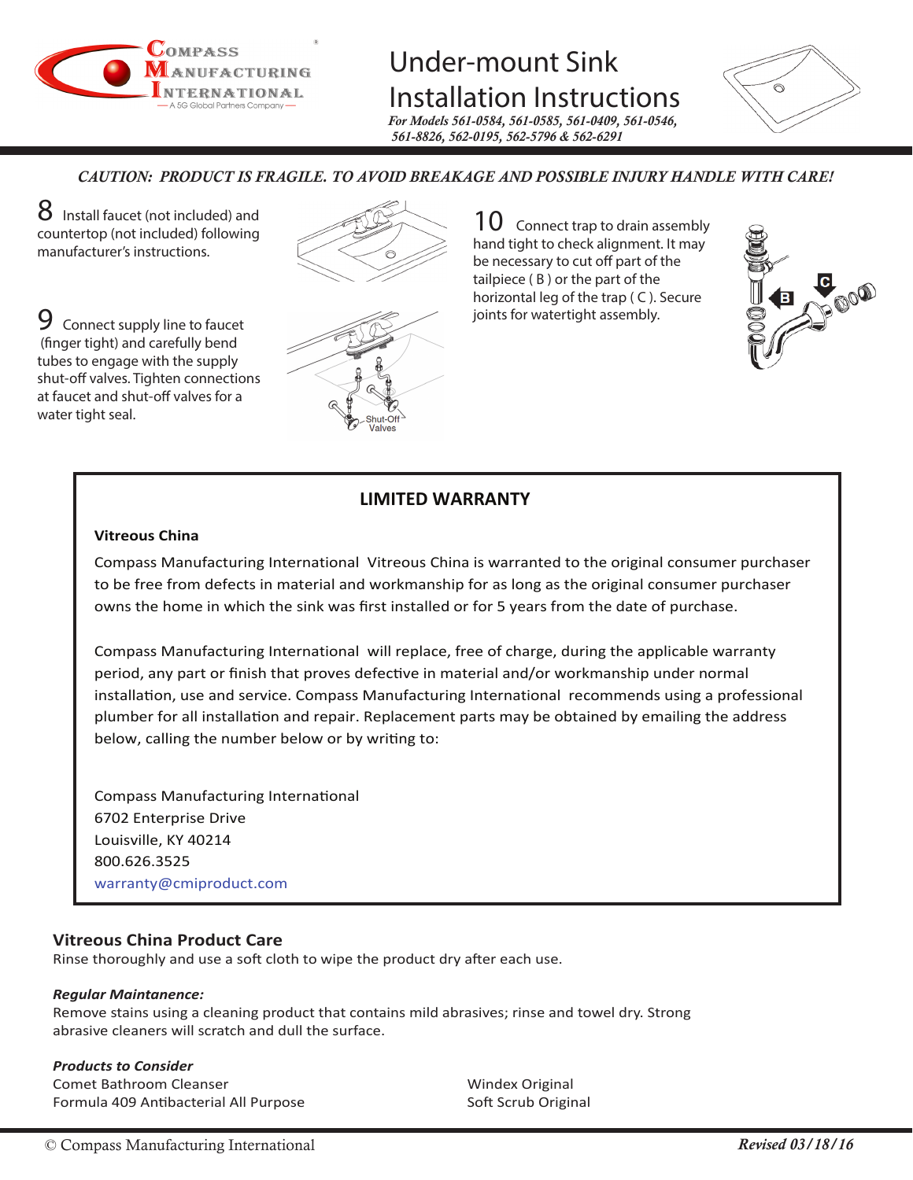# Under-mount Sink Installation Instructions

*For Models 561-0584, 561-0585, 561-0409, 561-0546, 561-8826, 562-0195, 562-5796 & 562-6291*

***CAUTION: PRODUCT IS FRAGILE. TO AVOID BREAKAGE AND POSSIBLE INJURY HANDLE WITH CARE!***

8 Install faucet (not included) and countertop (not included) following manufacturer's instructions.

9 Connect supply line to faucet (finger tight) and carefully bend tubes to engage with the supply shut-off valves. Tighten connections at faucet and shut-off valves for a water tight seal.

Shut-Off Valves

10 Connect trap to drain assembly hand tight to check alignment. It may be necessary to cut off part of the tailpiece ( B ) or the part of the horizontal leg of the trap ( C ). Secure joints for watertight assembly.

B

C

## LIMITED WARRANTY

**Vitreous China**

Compass Manufacturing International Vitreous China is warranted to the original consumer purchaser to be free from defects in material and workmanship for as long as the original consumer purchaser owns the home in which the sink was first installed or for 5 years from the date of purchase.

Compass Manufacturing International will replace, free of charge, during the applicable warranty period, any part or finish that proves defective in material and/or workmanship under normal installation, use and service. Compass Manufacturing International recommends using a professional plumber for all installation and repair. Replacement parts may be obtained by emailing the address below, calling the number below or by writing to:

Compass Manufacturing International
6702 Enterprise Drive
Louisville, KY 40214
800.626.3525
warranty@cmiproduct.com

## Vitreous China Product Care

Rinse thoroughly and use a soft cloth to wipe the product dry after each use.

***Regular Maintanence:***

Remove stains using a cleaning product that contains mild abrasives; rinse and towel dry. Strong abrasive cleaners will scratch and dull the surface.

***Products to Consider***

Comet Bathroom Cleanser
Formula 409 Antibacterial All Purpose
Windex Original
Soft Scrub Original

© Compass Manufacturing International

*Revised 03/18/16*